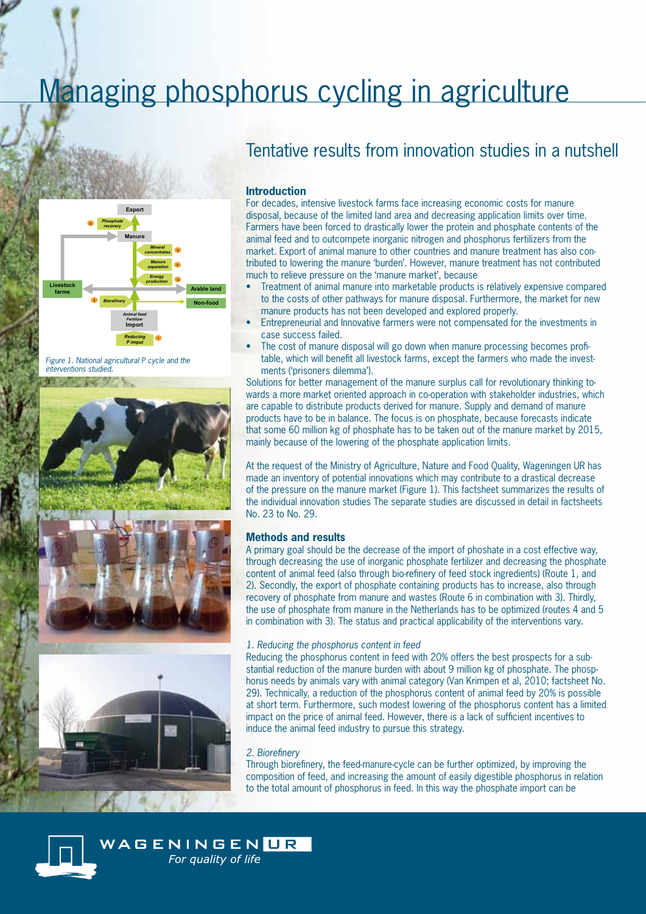# Managing phosphorus cycling in agriculture

## Tentative results from innovation studies in a nutshell

Figure 1. National agricultural P cycle and the interventions studied.

### Introduction

For decades, intensive livestock farms face increasing economic costs for manure disposal, because of the limited land area and decreasing application limits over time. Farmers have been forced to drastically lower the protein and phosphate contents of the animal feed and to outcompete inorganic nitrogen and phosphorus fertilizers from the market. Export of animal manure to other countries and manure treatment has also contributed to lowering the manure 'burden'. However, manure treatment has not contributed much to relieve pressure on the 'manure market', because

- Treatment of animal manure into marketable products is relatively expensive compared to the costs of other pathways for manure disposal. Furthermore, the market for new manure products has not been developed and explored properly.
- Entrepreneurial and Innovative farmers were not compensated for the investments in case success failed.
- The cost of manure disposal will go down when manure processing becomes profitable, which will benefit all livestock farms, except the farmers who made the investments ('prisoners dilemma').

Solutions for better management of the manure surplus call for revolutionary thinking towards a more market oriented approach in co-operation with stakeholder industries, which are capable to distribute products derived for manure. Supply and demand of manure products have to be in balance. The focus is on phosphate, because forecasts indicate that some 60 million kg of phosphate has to be taken out of the manure market by 2015, mainly because of the lowering of the phosphate application limits.

At the request of the Ministry of Agriculture, Nature and Food Quality, Wageningen UR has made an inventory of potential innovations which may contribute to a drastical decrease of the pressure on the manure market (Figure 1). This factsheet summarizes the results of the individual innovation studies The separate studies are discussed in detail in factsheets No. 23 to No. 29.

### Methods and results

A primary goal should be the decrease of the import of phoshate in a cost effective way, through decreasing the use of inorganic phosphate fertilizer and decreasing the phosphate content of animal feed (also through bio-refinery of feed stock ingredients) (Route 1, and 2). Secondly, the export of phosphate containing products has to increase, also through recovery of phosphate from manure and wastes (Route 6 in combination with 3). Thirdly, the use of phosphate from manure in the Netherlands has to be optimized (routes 4 and 5 in combination with 3). The status and practical applicability of the interventions vary.

*1. Reducing the phosphorus content in feed*

Reducing the phosphorus content in feed with 20% offers the best prospects for a substantial reduction of the manure burden with about 9 million kg of phosphate. The phosphorus needs by animals vary with animal category (Van Krimpen et al, 2010; factsheet No. 29). Technically, a reduction of the phosphorus content of animal feed by 20% is possible at short term. Furthermore, such modest lowering of the phosphorus content has a limited impact on the price of animal feed. However, there is a lack of sufficient incentives to induce the animal feed industry to pursue this strategy.

*2. Biorefinery*

Through biorefinery, the feed-manure-cycle can be further optimized, by improving the composition of feed, and increasing the amount of easily digestible phosphorus in relation to the total amount of phosphorus in feed. In this way the phosphate import can be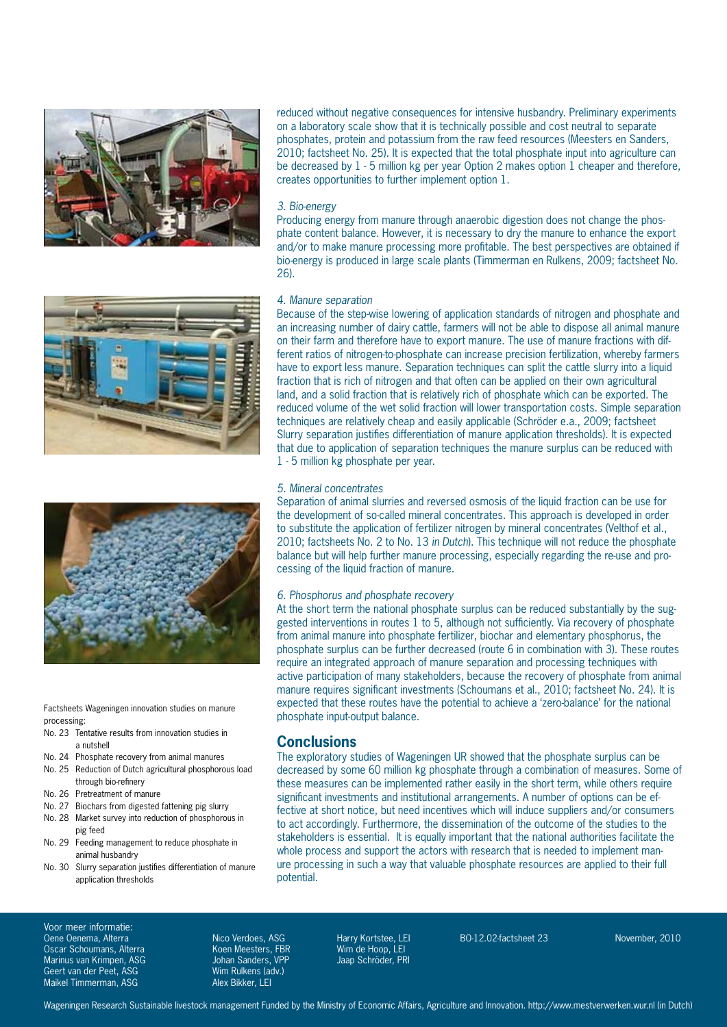reduced without negative consequences for intensive husbandry. Preliminary experiments on a laboratory scale show that it is technically possible and cost neutral to separate phosphates, protein and potassium from the raw feed resources (Meesters en Sanders, 2010; factsheet No. 25). It is expected that the total phosphate input into agriculture can be decreased by 1 - 5 million kg per year Option 2 makes option 1 cheaper and therefore, creates opportunities to further implement option 1.

*3. Bio-energy*

Producing energy from manure through anaerobic digestion does not change the phosphate content balance. However, it is necessary to dry the manure to enhance the export and/or to make manure processing more profitable. The best perspectives are obtained if bio-energy is produced in large scale plants (Timmerman en Rulkens, 2009; factsheet No. 26).

*4. Manure separation*

Because of the step-wise lowering of application standards of nitrogen and phosphate and an increasing number of dairy cattle, farmers will not be able to dispose all animal manure on their farm and therefore have to export manure. The use of manure fractions with different ratios of nitrogen-to-phosphate can increase precision fertilization, whereby farmers have to export less manure. Separation techniques can split the cattle slurry into a liquid fraction that is rich of nitrogen and that often can be applied on their own agricultural land, and a solid fraction that is relatively rich of phosphate which can be exported. The reduced volume of the wet solid fraction will lower transportation costs. Simple separation techniques are relatively cheap and easily applicable (Schröder e.a., 2009; factsheet Slurry separation justifies differentiation of manure application thresholds). It is expected that due to application of separation techniques the manure surplus can be reduced with 1 - 5 million kg phosphate per year.

*5. Mineral concentrates*

Separation of animal slurries and reversed osmosis of the liquid fraction can be use for the development of so-called mineral concentrates. This approach is developed in order to substitute the application of fertilizer nitrogen by mineral concentrates (Velthof et al., 2010; factsheets No. 2 to No. 13 *in Dutch*). This technique will not reduce the phosphate balance but will help further manure processing, especially regarding the re-use and processing of the liquid fraction of manure.

*6. Phosphorus and phosphate recovery*

At the short term the national phosphate surplus can be reduced substantially by the suggested interventions in routes 1 to 5, although not sufficiently. Via recovery of phosphate from animal manure into phosphate fertilizer, biochar and elementary phosphorus, the phosphate surplus can be further decreased (route 6 in combination with 3). These routes require an integrated approach of manure separation and processing techniques with active participation of many stakeholders, because the recovery of phosphate from animal manure requires significant investments (Schoumans et al., 2010; factsheet No. 24). It is expected that these routes have the potential to achieve a 'zero-balance' for the national phosphate input-output balance.

## Conclusions

The exploratory studies of Wageningen UR showed that the phosphate surplus can be decreased by some 60 million kg phosphate through a combination of measures. Some of these measures can be implemented rather easily in the short term, while others require significant investments and institutional arrangements. A number of options can be effective at short notice, but need incentives which will induce suppliers and/or consumers to act accordingly. Furthermore, the dissemination of the outcome of the studies to the stakeholders is essential. It is equally important that the national authorities facilitate the whole process and support the actors with research that is needed to implement manure processing in such a way that valuable phosphate resources are applied to their full potential.

Factsheets Wageningen innovation studies on manure processing:

- No. 23 Tentative results from innovation studies in a nutshell
- No. 24 Phosphate recovery from animal manures
- No. 25 Reduction of Dutch agricultural phosphorous load through bio-refinery
- No. 26 Pretreatment of manure
- No. 27 Biochars from digested fattening pig slurry
- No. 28 Market survey into reduction of phosphorous in pig feed
- No. 29 Feeding management to reduce phosphate in animal husbandry
- No. 30 Slurry separation justifies differentiation of manure application thresholds

Voor meer informatie:
Oene Oenema, Alterra
Oscar Schoumans, Alterra
Marinus van Krimpen, ASG
Geert van der Peet, ASG
Maikel Timmerman, ASG
Nico Verdoes, ASG
Koen Meesters, FBR
Johan Sanders, VPP
Wim Rulkens (adv.)
Alex Bikker, LEI
Harry Kortstee, LEI
Wim de Hoop, LEI
Jaap Schröder, PRI

BO-12.02-factsheet 23

November, 2010

Wageningen Research Sustainable livestock management Funded by the Ministry of Economic Affairs, Agriculture and Innovation. http://www.mestverwerken.wur.nl (in Dutch)